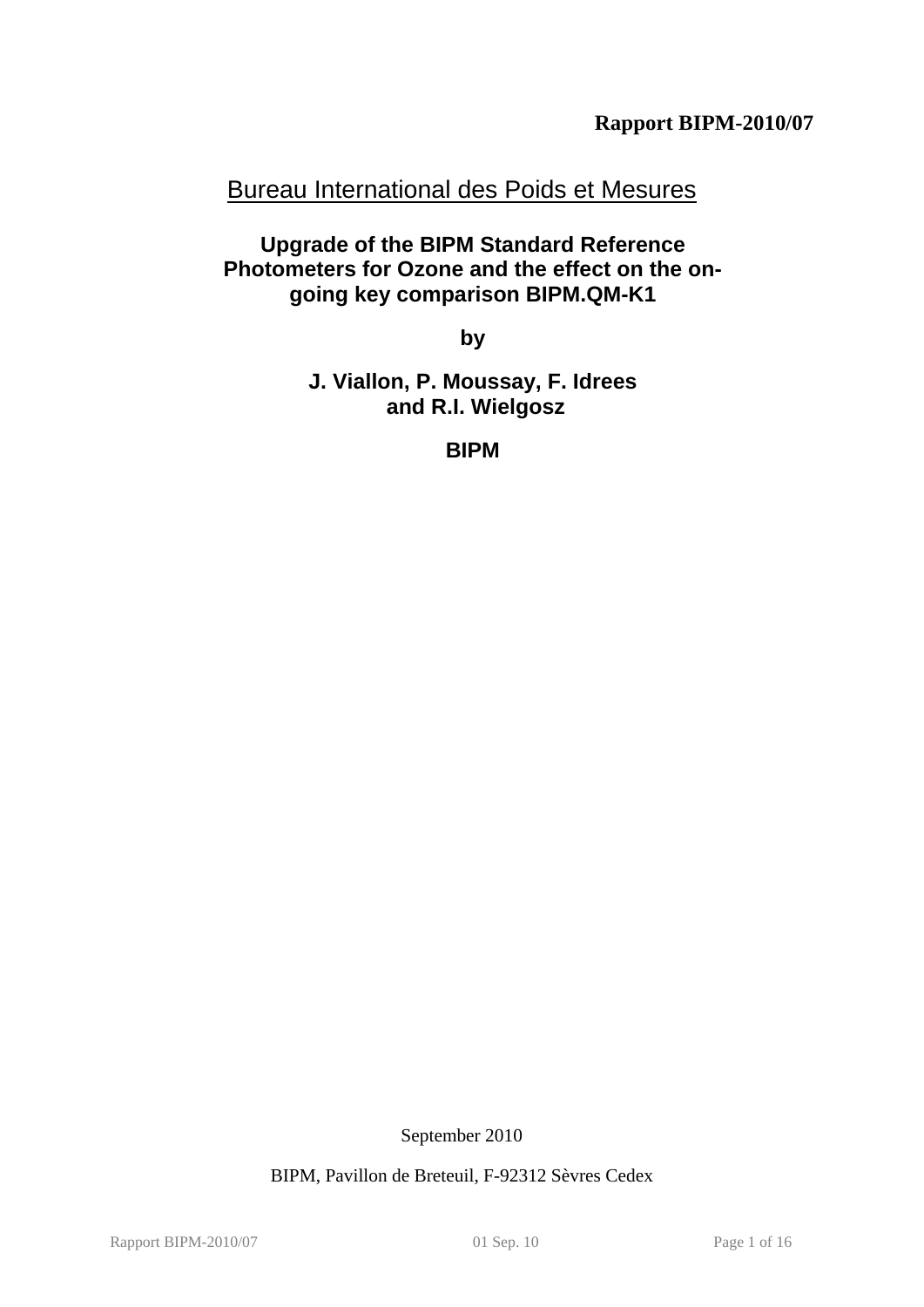**Rapport BIPM-2010/07**

Bureau International des Poids et Mesures

# Upgrade of the BIPM Standard Reference Photometers for Ozone and the effect on the on-going key comparison BIPM.QM-K1

**by**

**J. Viallon, P. Moussay, F. Idrees and R.I. Wielgosz**

**BIPM**

September 2010

BIPM, Pavillon de Breteuil, F-92312 Sèvres Cedex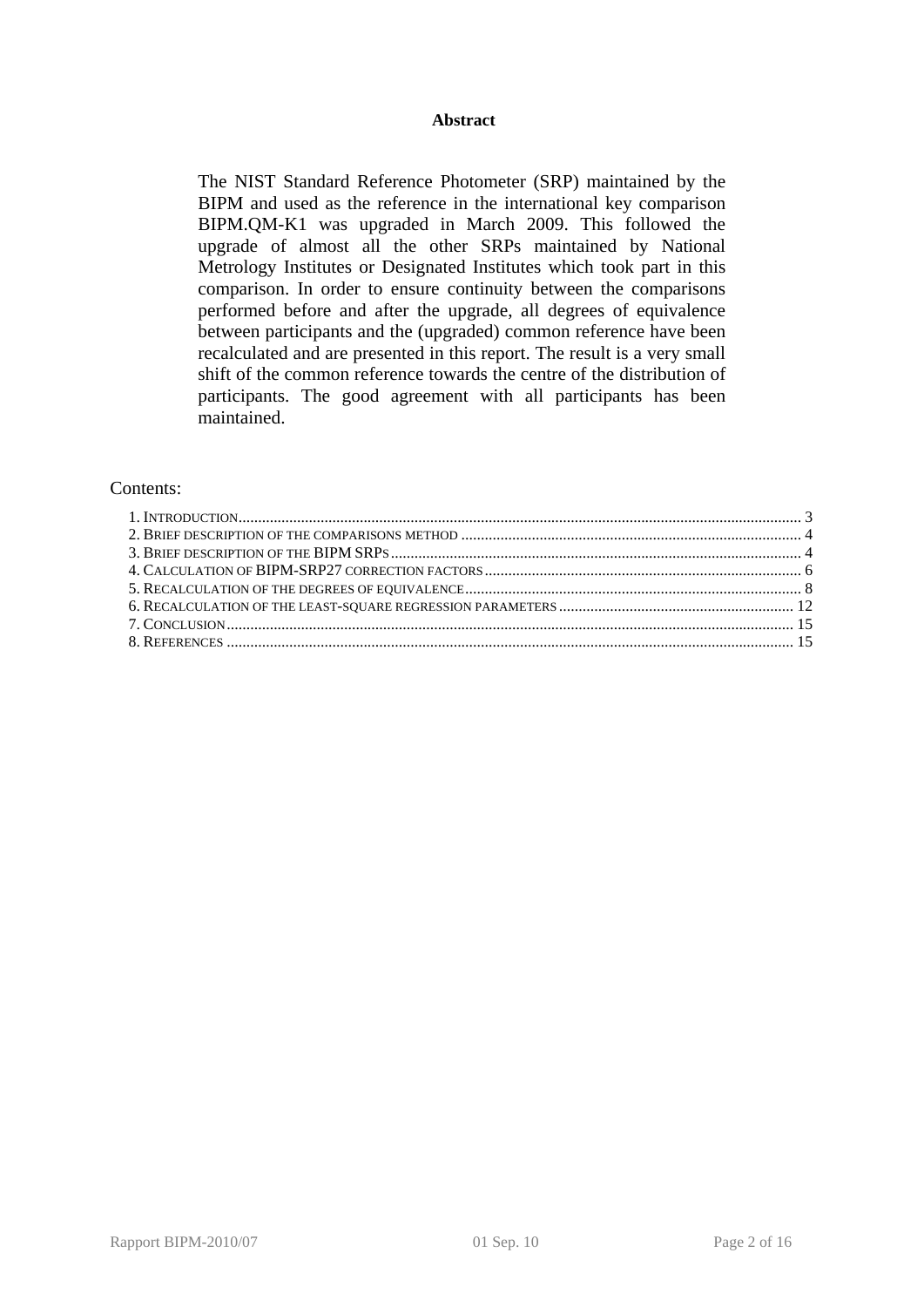**Abstract**

The NIST Standard Reference Photometer (SRP) maintained by the BIPM and used as the reference in the international key comparison BIPM.QM-K1 was upgraded in March 2009. This followed the upgrade of almost all the other SRPs maintained by National Metrology Institutes or Designated Institutes which took part in this comparison. In order to ensure continuity between the comparisons performed before and after the upgrade, all degrees of equivalence between participants and the (upgraded) common reference have been recalculated and are presented in this report. The result is a very small shift of the common reference towards the centre of the distribution of participants. The good agreement with all participants has been maintained.

Contents:

1. Introduction ........ 3
2. Brief description of the comparisons method ........ 4
3. Brief description of the BIPM SRPs ........ 4
4. Calculation of BIPM-SRP27 correction factors ........ 6
5. Recalculation of the degrees of equivalence ........ 8
6. Recalculation of the least-square regression parameters ........ 12
7. Conclusion ........ 15
8. References ........ 15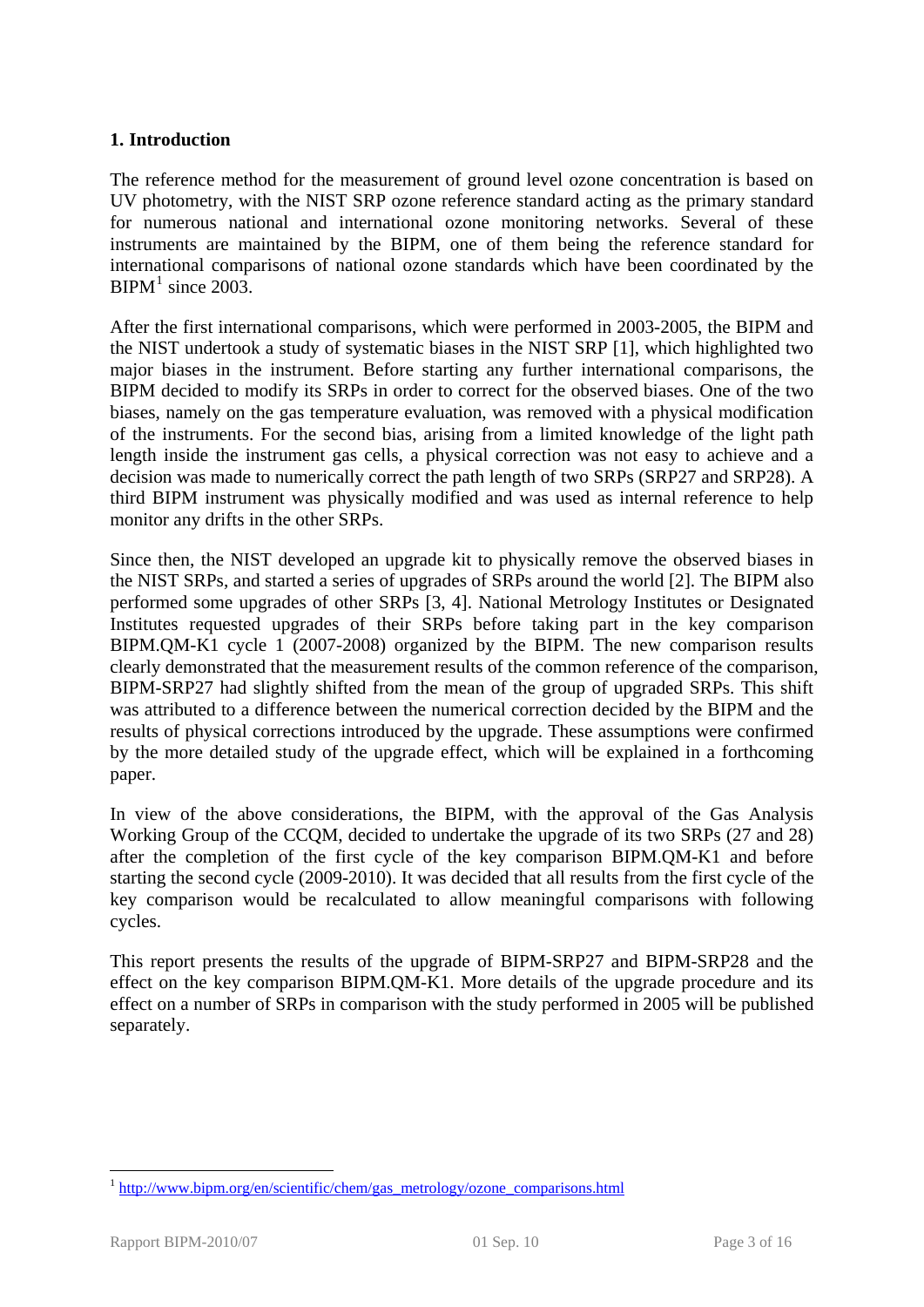## 1. Introduction

The reference method for the measurement of ground level ozone concentration is based on UV photometry, with the NIST SRP ozone reference standard acting as the primary standard for numerous national and international ozone monitoring networks. Several of these instruments are maintained by the BIPM, one of them being the reference standard for international comparisons of national ozone standards which have been coordinated by the BIPM[1] since 2003.

After the first international comparisons, which were performed in 2003-2005, the BIPM and the NIST undertook a study of systematic biases in the NIST SRP [1], which highlighted two major biases in the instrument. Before starting any further international comparisons, the BIPM decided to modify its SRPs in order to correct for the observed biases. One of the two biases, namely on the gas temperature evaluation, was removed with a physical modification of the instruments. For the second bias, arising from a limited knowledge of the light path length inside the instrument gas cells, a physical correction was not easy to achieve and a decision was made to numerically correct the path length of two SRPs (SRP27 and SRP28). A third BIPM instrument was physically modified and was used as internal reference to help monitor any drifts in the other SRPs.

Since then, the NIST developed an upgrade kit to physically remove the observed biases in the NIST SRPs, and started a series of upgrades of SRPs around the world [2]. The BIPM also performed some upgrades of other SRPs [3, 4]. National Metrology Institutes or Designated Institutes requested upgrades of their SRPs before taking part in the key comparison BIPM.QM-K1 cycle 1 (2007-2008) organized by the BIPM. The new comparison results clearly demonstrated that the measurement results of the common reference of the comparison, BIPM-SRP27 had slightly shifted from the mean of the group of upgraded SRPs. This shift was attributed to a difference between the numerical correction decided by the BIPM and the results of physical corrections introduced by the upgrade. These assumptions were confirmed by the more detailed study of the upgrade effect, which will be explained in a forthcoming paper.

In view of the above considerations, the BIPM, with the approval of the Gas Analysis Working Group of the CCQM, decided to undertake the upgrade of its two SRPs (27 and 28) after the completion of the first cycle of the key comparison BIPM.QM-K1 and before starting the second cycle (2009-2010). It was decided that all results from the first cycle of the key comparison would be recalculated to allow meaningful comparisons with following cycles.

This report presents the results of the upgrade of BIPM-SRP27 and BIPM-SRP28 and the effect on the key comparison BIPM.QM-K1. More details of the upgrade procedure and its effect on a number of SRPs in comparison with the study performed in 2005 will be published separately.

---

[1] http://www.bipm.org/en/scientific/chem/gas_metrology/ozone_comparisons.html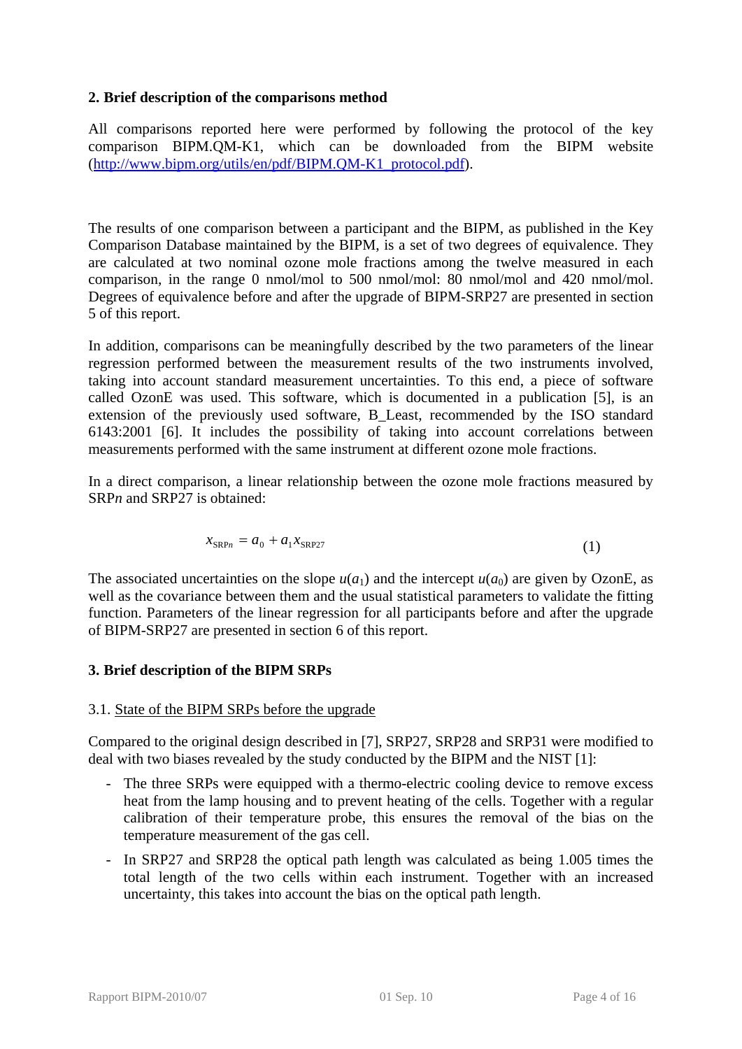## 2. Brief description of the comparisons method

All comparisons reported here were performed by following the protocol of the key comparison BIPM.QM-K1, which can be downloaded from the BIPM website (http://www.bipm.org/utils/en/pdf/BIPM.QM-K1_protocol.pdf).

The results of one comparison between a participant and the BIPM, as published in the Key Comparison Database maintained by the BIPM, is a set of two degrees of equivalence. They are calculated at two nominal ozone mole fractions among the twelve measured in each comparison, in the range 0 nmol/mol to 500 nmol/mol: 80 nmol/mol and 420 nmol/mol. Degrees of equivalence before and after the upgrade of BIPM-SRP27 are presented in section 5 of this report.

In addition, comparisons can be meaningfully described by the two parameters of the linear regression performed between the measurement results of the two instruments involved, taking into account standard measurement uncertainties. To this end, a piece of software called OzonE was used. This software, which is documented in a publication [5], is an extension of the previously used software, B_Least, recommended by the ISO standard 6143:2001 [6]. It includes the possibility of taking into account correlations between measurements performed with the same instrument at different ozone mole fractions.

In a direct comparison, a linear relationship between the ozone mole fractions measured by SRP*n* and SRP27 is obtained:

$$x_{\mathrm{SRP}n} = a_0 + a_1 x_{\mathrm{SRP27}} \tag{1}$$

The associated uncertainties on the slope $u(a_1)$ and the intercept $u(a_0)$ are given by OzonE, as well as the covariance between them and the usual statistical parameters to validate the fitting function. Parameters of the linear regression for all participants before and after the upgrade of BIPM-SRP27 are presented in section 6 of this report.

## 3. Brief description of the BIPM SRPs

### 3.1. State of the BIPM SRPs before the upgrade

Compared to the original design described in [7], SRP27, SRP28 and SRP31 were modified to deal with two biases revealed by the study conducted by the BIPM and the NIST [1]:

- The three SRPs were equipped with a thermo-electric cooling device to remove excess heat from the lamp housing and to prevent heating of the cells. Together with a regular calibration of their temperature probe, this ensures the removal of the bias on the temperature measurement of the gas cell.
- In SRP27 and SRP28 the optical path length was calculated as being 1.005 times the total length of the two cells within each instrument. Together with an increased uncertainty, this takes into account the bias on the optical path length.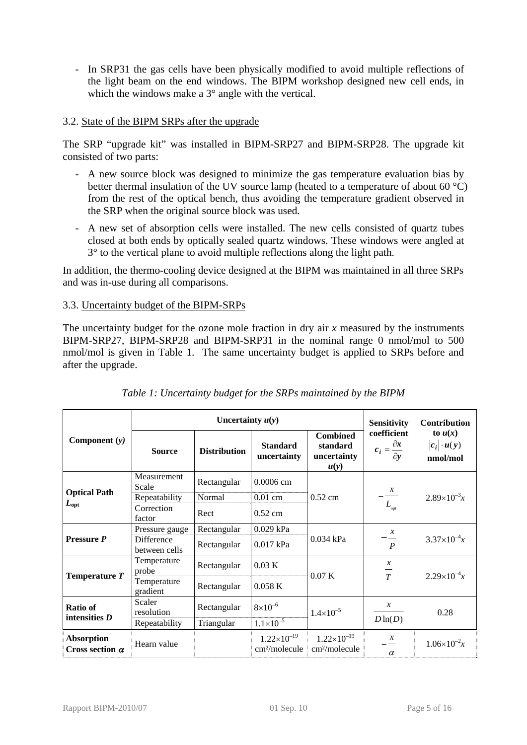- In SRP31 the gas cells have been physically modified to avoid multiple reflections of the light beam on the end windows. The BIPM workshop designed new cell ends, in which the windows make a 3° angle with the vertical.

### 3.2. State of the BIPM SRPs after the upgrade

The SRP "upgrade kit" was installed in BIPM-SRP27 and BIPM-SRP28. The upgrade kit consisted of two parts:

- A new source block was designed to minimize the gas temperature evaluation bias by better thermal insulation of the UV source lamp (heated to a temperature of about 60 °C) from the rest of the optical bench, thus avoiding the temperature gradient observed in the SRP when the original source block was used.
- A new set of absorption cells were installed. The new cells consisted of quartz tubes closed at both ends by optically sealed quartz windows. These windows were angled at 3° to the vertical plane to avoid multiple reflections along the light path.

In addition, the thermo-cooling device designed at the BIPM was maintained in all three SRPs and was in-use during all comparisons.

### 3.3. Uncertainty budget of the BIPM-SRPs

The uncertainty budget for the ozone mole fraction in dry air *x* measured by the instruments BIPM-SRP27, BIPM-SRP28 and BIPM-SRP31 in the nominal range 0 nmol/mol to 500 nmol/mol is given in Table 1. The same uncertainty budget is applied to SRPs before and after the upgrade.

*Table 1: Uncertainty budget for the SRPs maintained by the BIPM*

| Component ($y$) | Uncertainty $u(y)$ | | | | Sensitivity coefficient $c_i = \frac{\partial x}{\partial y}$ | Contribution to $u(x)$ $\lvert c_i \rvert \cdot u(y)$ nmol/mol |
|---|---|---|---|---|---|---|
| | **Source** | **Distribution** | **Standard uncertainty** | **Combined standard uncertainty $u(y)$** | | |
| **Optical Path $L_{opt}$** | Measurement Scale | Rectangular | 0.0006 cm | 0.52 cm | $-\frac{x}{L_{opt}}$ | $2.89\times10^{-3}x$ |
| | Repeatability | Normal | 0.01 cm | | | |
| | Correction factor | Rect | 0.52 cm | | | |
| **Pressure $P$** | Pressure gauge | Rectangular | 0.029 kPa | 0.034 kPa | $-\frac{x}{P}$ | $3.37\times10^{-4}x$ |
| | Difference between cells | Rectangular | 0.017 kPa | | | |
| **Temperature $T$** | Temperature probe | Rectangular | 0.03 K | 0.07 K | $\frac{x}{T}$ | $2.29\times10^{-4}x$ |
| | Temperature gradient | Rectangular | 0.058 K | | | |
| **Ratio of intensities $D$** | Scaler resolution | Rectangular | $8\times10^{-6}$ | $1.4\times10^{-5}$ | $\frac{x}{D\ln(D)}$ | 0.28 |
| | Repeatability | Triangular | $1.1\times10^{-5}$ | | | |
| **Absorption Cross section $\alpha$** | Hearn value | | $1.22\times10^{-19}$ cm²/molecule | $1.22\times10^{-19}$ cm²/molecule | $-\frac{x}{\alpha}$ | $1.06\times10^{-2}x$ |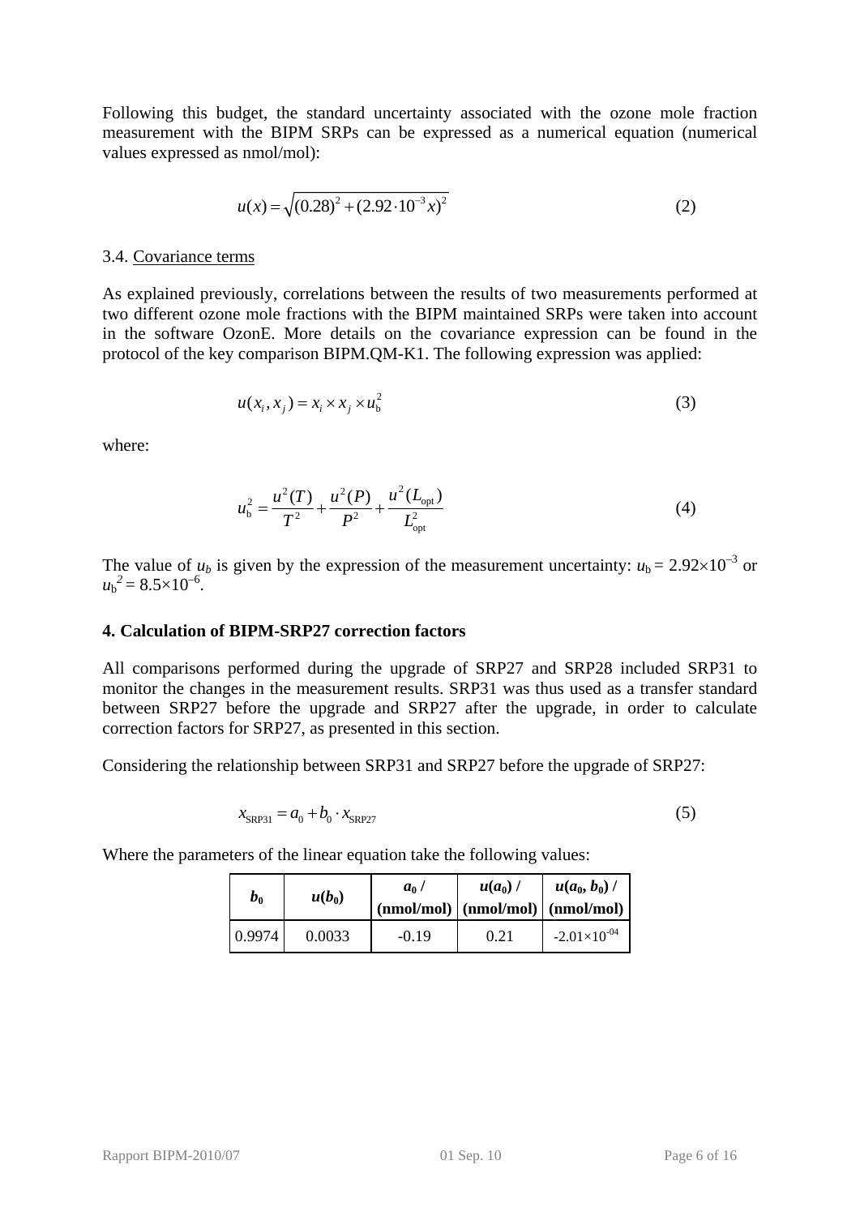Following this budget, the standard uncertainty associated with the ozone mole fraction measurement with the BIPM SRPs can be expressed as a numerical equation (numerical values expressed as nmol/mol):

$$u(x) = \sqrt{(0.28)^2 + (2.92 \cdot 10^{-3} x)^2} \tag{2}$$

3.4. Covariance terms

As explained previously, correlations between the results of two measurements performed at two different ozone mole fractions with the BIPM maintained SRPs were taken into account in the software OzonE. More details on the covariance expression can be found in the protocol of the key comparison BIPM.QM-K1. The following expression was applied:

$$u(x_i, x_j) = x_i \times x_j \times u_\mathrm{b}^2 \tag{3}$$

where:

$$u_\mathrm{b}^2 = \frac{u^2(T)}{T^2} + \frac{u^2(P)}{P^2} + \frac{u^2(L_\mathrm{opt})}{L_\mathrm{opt}^2} \tag{4}$$

The value of $u_b$ is given by the expression of the measurement uncertainty: $u_\mathrm{b} = 2.92 \times 10^{-3}$ or $u_\mathrm{b}^2 = 8.5 \times 10^{-6}$.

## 4. Calculation of BIPM-SRP27 correction factors

All comparisons performed during the upgrade of SRP27 and SRP28 included SRP31 to monitor the changes in the measurement results. SRP31 was thus used as a transfer standard between SRP27 before the upgrade and SRP27 after the upgrade, in order to calculate correction factors for SRP27, as presented in this section.

Considering the relationship between SRP31 and SRP27 before the upgrade of SRP27:

$$x_\mathrm{SRP31} = a_0 + b_0 \cdot x_\mathrm{SRP27} \tag{5}$$

Where the parameters of the linear equation take the following values:

| $b_0$ | $u(b_0)$ | $a_0$ / (nmol/mol) | $u(a_0)$ / (nmol/mol) | $u(a_0, b_0)$ / (nmol/mol) |
|---|---|---|---|---|
| 0.9974 | 0.0033 | -0.19 | 0.21 | $-2.01 \times 10^{-04}$ |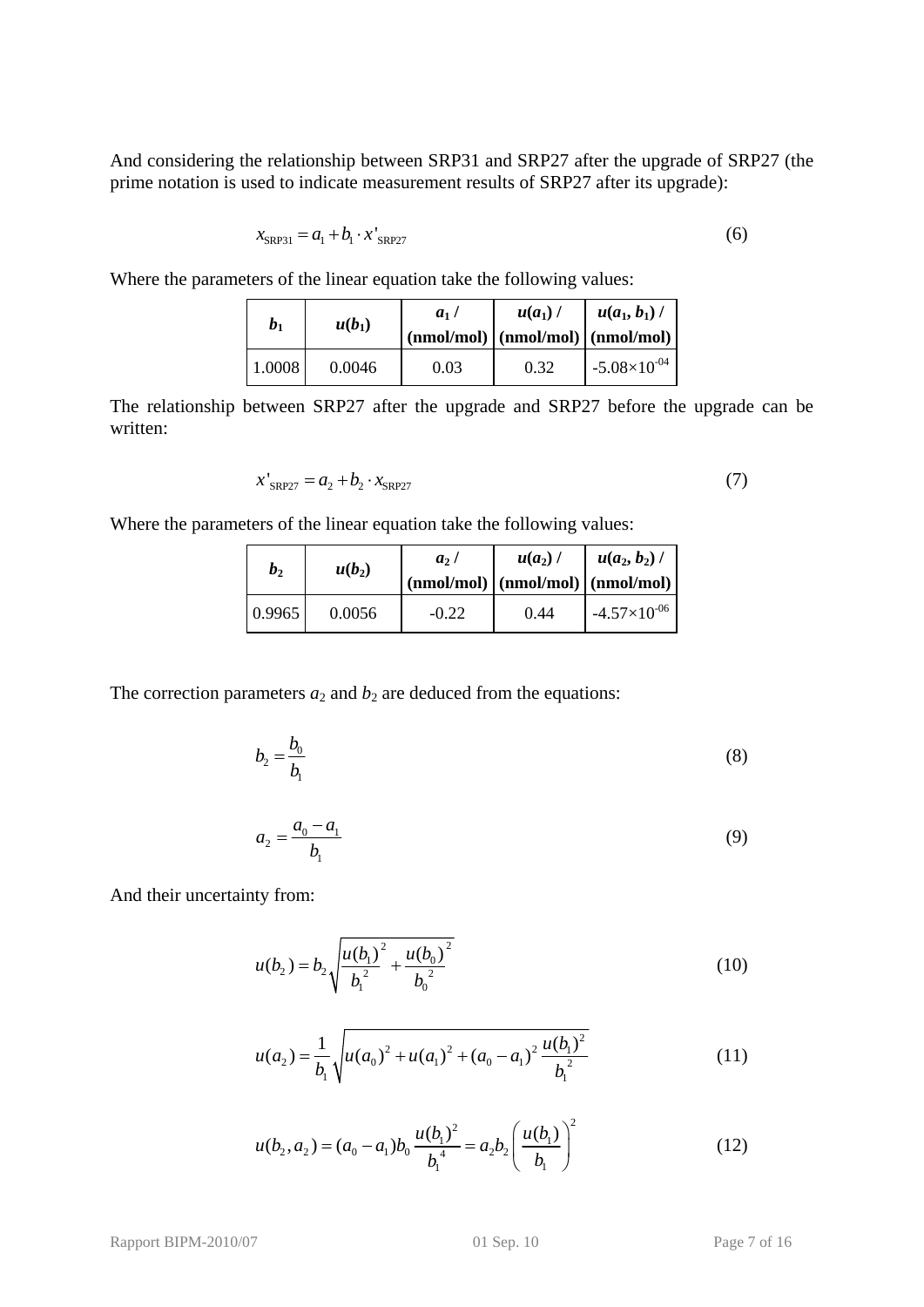And considering the relationship between SRP31 and SRP27 after the upgrade of SRP27 (the prime notation is used to indicate measurement results of SRP27 after its upgrade):

$$x_{\mathrm{SRP31}} = a_1 + b_1 \cdot x'_{\mathrm{SRP27}} \tag{6}$$

Where the parameters of the linear equation take the following values:

| $b_1$ | $u(b_1)$ | $a_1$ / (nmol/mol) | $u(a_1)$ / (nmol/mol) | $u(a_1, b_1)$ / (nmol/mol) |
|---|---|---|---|---|
| 1.0008 | 0.0046 | 0.03 | 0.32 | $-5.08\times10^{-04}$ |

The relationship between SRP27 after the upgrade and SRP27 before the upgrade can be written:

$$x'_{\mathrm{SRP27}} = a_2 + b_2 \cdot x_{\mathrm{SRP27}} \tag{7}$$

Where the parameters of the linear equation take the following values:

| $b_2$ | $u(b_2)$ | $a_2$ / (nmol/mol) | $u(a_2)$ / (nmol/mol) | $u(a_2, b_2)$ / (nmol/mol) |
|---|---|---|---|---|
| 0.9965 | 0.0056 | -0.22 | 0.44 | $-4.57\times10^{-06}$ |

The correction parameters $a_2$ and $b_2$ are deduced from the equations:

$$b_2 = \frac{b_0}{b_1} \tag{8}$$

$$a_2 = \frac{a_0 - a_1}{b_1} \tag{9}$$

And their uncertainty from:

$$u(b_2) = b_2 \sqrt{\frac{u(b_1)^2}{b_1^2} + \frac{u(b_0)^2}{b_0^2}} \tag{10}$$

$$u(a_2) = \frac{1}{b_1} \sqrt{u(a_0)^2 + u(a_1)^2 + (a_0 - a_1)^2 \frac{u(b_1)^2}{b_1^2}} \tag{11}$$

$$u(b_2, a_2) = (a_0 - a_1) b_0 \frac{u(b_1)^2}{b_1^4} = a_2 b_2 \left( \frac{u(b_1)}{b_1} \right)^2 \tag{12}$$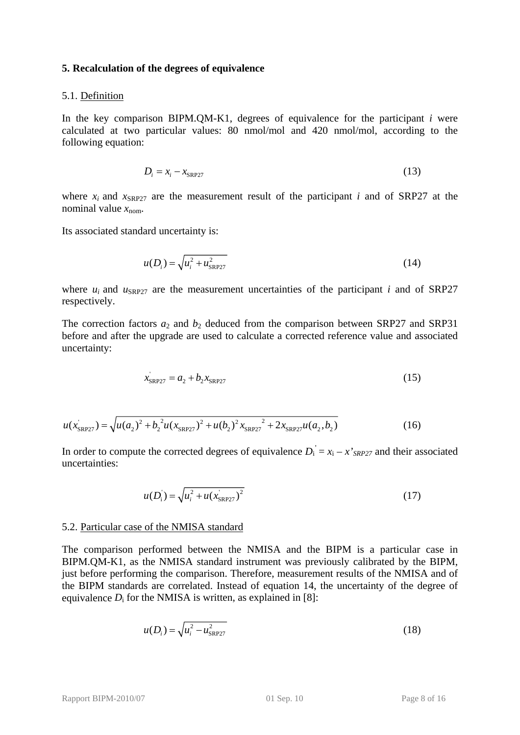## 5. Recalculation of the degrees of equivalence

5.1. Definition

In the key comparison BIPM.QM-K1, degrees of equivalence for the participant $i$ were calculated at two particular values: 80 nmol/mol and 420 nmol/mol, according to the following equation:

$$D_i = x_i - x_{\mathrm{SRP27}} \tag{13}$$

where $x_i$ and $x_{\mathrm{SRP27}}$ are the measurement result of the participant $i$ and of SRP27 at the nominal value $x_{\mathrm{nom}}$.

Its associated standard uncertainty is:

$$u(D_i) = \sqrt{u_i^2 + u_{\mathrm{SRP27}}^2} \tag{14}$$

where $u_i$ and $u_{\mathrm{SRP27}}$ are the measurement uncertainties of the participant $i$ and of SRP27 respectively.

The correction factors $a_2$ and $b_2$ deduced from the comparison between SRP27 and SRP31 before and after the upgrade are used to calculate a corrected reference value and associated uncertainty:

$$x_{\mathrm{SRP27}}^{'} = a_2 + b_2 x_{\mathrm{SRP27}} \tag{15}$$

$$u(x_{\mathrm{SRP27}}^{'}) = \sqrt{u(a_2)^2 + {b_2}^2 u(x_{\mathrm{SRP27}})^2 + u(b_2)^2 {x_{\mathrm{SRP27}}}^2 + 2 x_{\mathrm{SRP27}} u(a_2, b_2)} \tag{16}$$

In order to compute the corrected degrees of equivalence $D_{\mathrm{i}}^{'} = x_{\mathrm{i}} - x'_{SRP27}$ and their associated uncertainties:

$$u(D_{\mathrm{i}}^{'}) = \sqrt{u_i^2 + u(x_{\mathrm{SRP27}}^{'})^2} \tag{17}$$

5.2. Particular case of the NMISA standard

The comparison performed between the NMISA and the BIPM is a particular case in BIPM.QM-K1, as the NMISA standard instrument was previously calibrated by the BIPM, just before performing the comparison. Therefore, measurement results of the NMISA and of the BIPM standards are correlated. Instead of equation 14, the uncertainty of the degree of equivalence $D_{\mathrm{i}}$ for the NMISA is written, as explained in [8]:

$$u(D_i) = \sqrt{u_i^2 - u_{\mathrm{SRP27}}^2} \tag{18}$$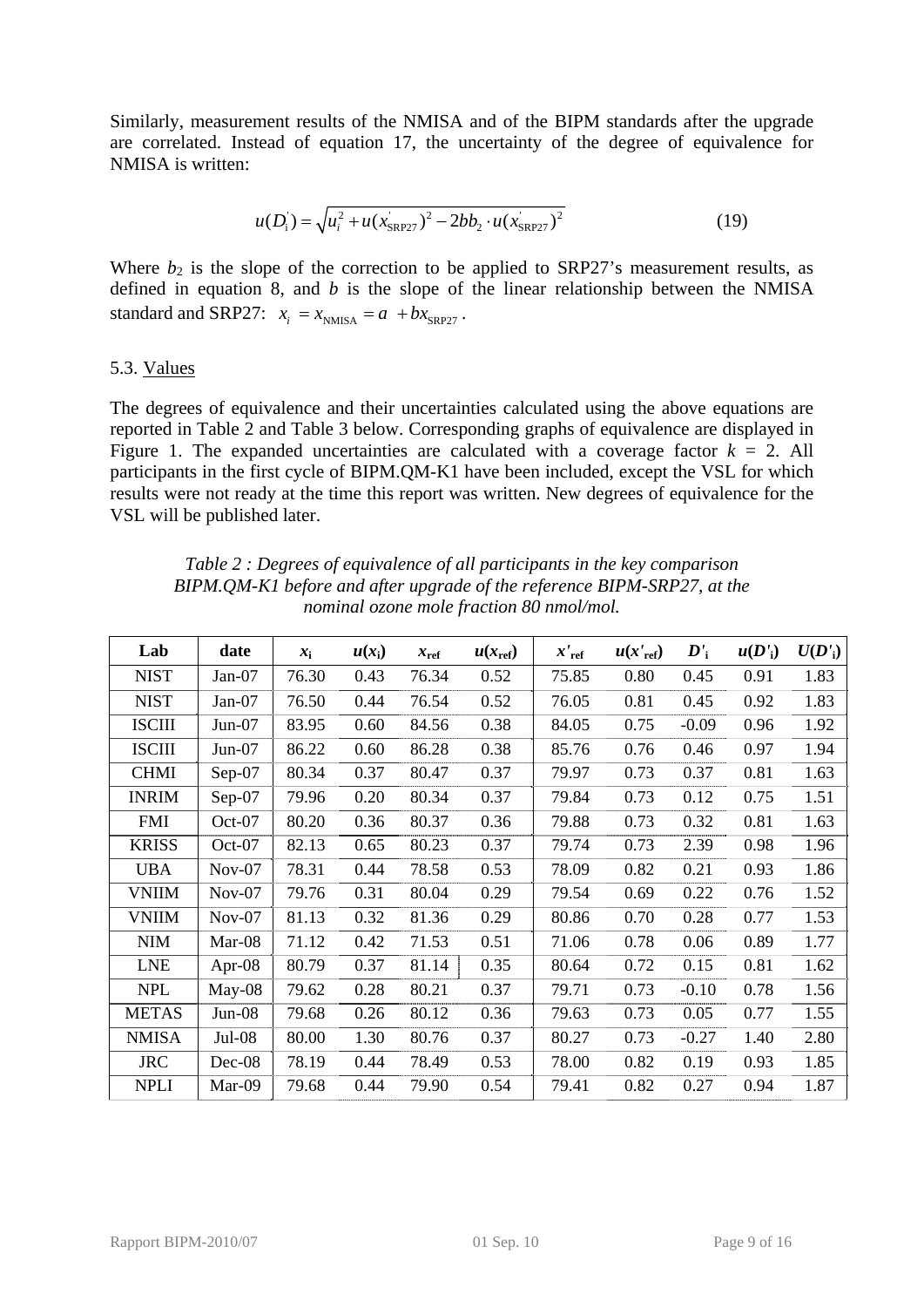Similarly, measurement results of the NMISA and of the BIPM standards after the upgrade are correlated. Instead of equation 17, the uncertainty of the degree of equivalence for NMISA is written:

$$u(D_i^{'}) = \sqrt{u_i^2 + u(x_{\mathrm{SRP27}}^{'})^2 - 2bb_2 \cdot u(x_{\mathrm{SRP27}}^{'})^2} \tag{19}$$

Where $b_2$ is the slope of the correction to be applied to SRP27's measurement results, as defined in equation 8, and $b$ is the slope of the linear relationship between the NMISA standard and SRP27: $x_i = x_{\mathrm{NMISA}} = a + bx_{\mathrm{SRP27}}$.

### 5.3. Values

The degrees of equivalence and their uncertainties calculated using the above equations are reported in Table 2 and Table 3 below. Corresponding graphs of equivalence are displayed in Figure 1. The expanded uncertainties are calculated with a coverage factor $k$ = 2. All participants in the first cycle of BIPM.QM-K1 have been included, except the VSL for which results were not ready at the time this report was written. New degrees of equivalence for the VSL will be published later.

*Table 2 : Degrees of equivalence of all participants in the key comparison BIPM.QM-K1 before and after upgrade of the reference BIPM-SRP27, at the nominal ozone mole fraction 80 nmol/mol.*

| Lab | date | $x_i$ | $u(x_i)$ | $x_{ref}$ | $u(x_{ref})$ | $x'_{ref}$ | $u(x'_{ref})$ | $D'_i$ | $u(D'_i)$ | $U(D'_i)$ |
|---|---|---|---|---|---|---|---|---|---|---|
| NIST | Jan-07 | 76.30 | 0.43 | 76.34 | 0.52 | 75.85 | 0.80 | 0.45 | 0.91 | 1.83 |
| NIST | Jan-07 | 76.50 | 0.44 | 76.54 | 0.52 | 76.05 | 0.81 | 0.45 | 0.92 | 1.83 |
| ISCIII | Jun-07 | 83.95 | 0.60 | 84.56 | 0.38 | 84.05 | 0.75 | -0.09 | 0.96 | 1.92 |
| ISCIII | Jun-07 | 86.22 | 0.60 | 86.28 | 0.38 | 85.76 | 0.76 | 0.46 | 0.97 | 1.94 |
| CHMI | Sep-07 | 80.34 | 0.37 | 80.47 | 0.37 | 79.97 | 0.73 | 0.37 | 0.81 | 1.63 |
| INRIM | Sep-07 | 79.96 | 0.20 | 80.34 | 0.37 | 79.84 | 0.73 | 0.12 | 0.75 | 1.51 |
| FMI | Oct-07 | 80.20 | 0.36 | 80.37 | 0.36 | 79.88 | 0.73 | 0.32 | 0.81 | 1.63 |
| KRISS | Oct-07 | 82.13 | 0.65 | 80.23 | 0.37 | 79.74 | 0.73 | 2.39 | 0.98 | 1.96 |
| UBA | Nov-07 | 78.31 | 0.44 | 78.58 | 0.53 | 78.09 | 0.82 | 0.21 | 0.93 | 1.86 |
| VNIIM | Nov-07 | 79.76 | 0.31 | 80.04 | 0.29 | 79.54 | 0.69 | 0.22 | 0.76 | 1.52 |
| VNIIM | Nov-07 | 81.13 | 0.32 | 81.36 | 0.29 | 80.86 | 0.70 | 0.28 | 0.77 | 1.53 |
| NIM | Mar-08 | 71.12 | 0.42 | 71.53 | 0.51 | 71.06 | 0.78 | 0.06 | 0.89 | 1.77 |
| LNE | Apr-08 | 80.79 | 0.37 | 81.14 | 0.35 | 80.64 | 0.72 | 0.15 | 0.81 | 1.62 |
| NPL | May-08 | 79.62 | 0.28 | 80.21 | 0.37 | 79.71 | 0.73 | -0.10 | 0.78 | 1.56 |
| METAS | Jun-08 | 79.68 | 0.26 | 80.12 | 0.36 | 79.63 | 0.73 | 0.05 | 0.77 | 1.55 |
| NMISA | Jul-08 | 80.00 | 1.30 | 80.76 | 0.37 | 80.27 | 0.73 | -0.27 | 1.40 | 2.80 |
| JRC | Dec-08 | 78.19 | 0.44 | 78.49 | 0.53 | 78.00 | 0.82 | 0.19 | 0.93 | 1.85 |
| NPLI | Mar-09 | 79.68 | 0.44 | 79.90 | 0.54 | 79.41 | 0.82 | 0.27 | 0.94 | 1.87 |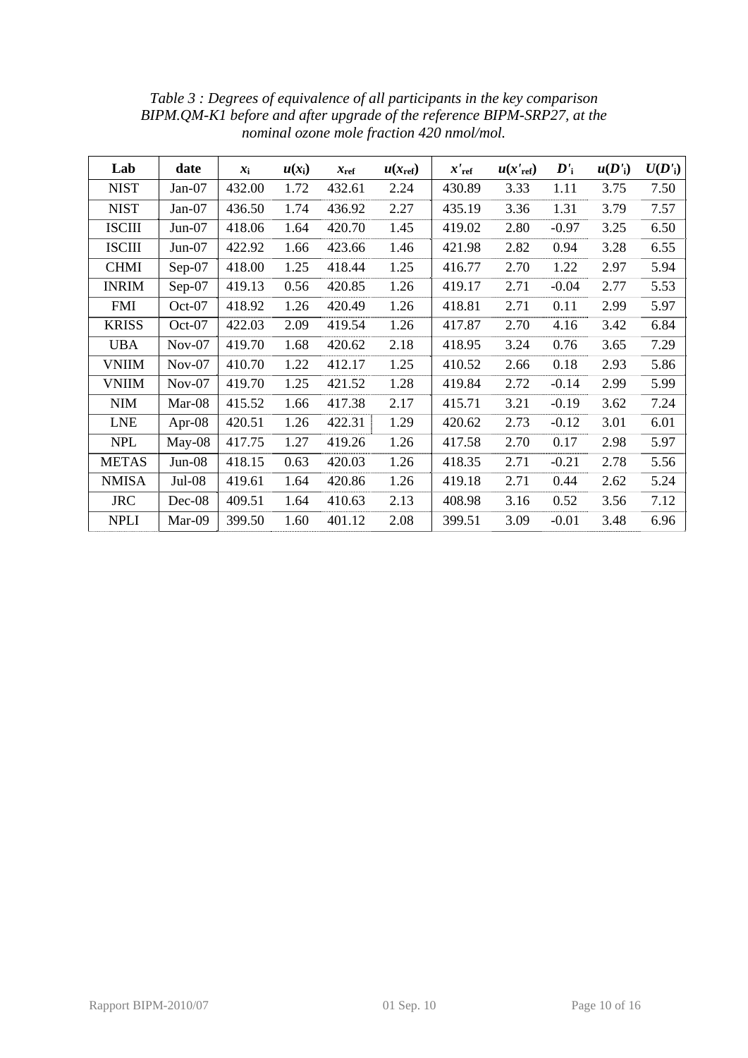*Table 3 : Degrees of equivalence of all participants in the key comparison BIPM.QM-K1 before and after upgrade of the reference BIPM-SRP27, at the nominal ozone mole fraction 420 nmol/mol.*

| Lab | date | $x_i$ | $u(x_i)$ | $x_{ref}$ | $u(x_{ref})$ | $x'_{ref}$ | $u(x'_{ref})$ | $D'_i$ | $u(D'_i)$ | $U(D'_i)$ |
|---|---|---|---|---|---|---|---|---|---|---|
| NIST | Jan-07 | 432.00 | 1.72 | 432.61 | 2.24 | 430.89 | 3.33 | 1.11 | 3.75 | 7.50 |
| NIST | Jan-07 | 436.50 | 1.74 | 436.92 | 2.27 | 435.19 | 3.36 | 1.31 | 3.79 | 7.57 |
| ISCIII | Jun-07 | 418.06 | 1.64 | 420.70 | 1.45 | 419.02 | 2.80 | -0.97 | 3.25 | 6.50 |
| ISCIII | Jun-07 | 422.92 | 1.66 | 423.66 | 1.46 | 421.98 | 2.82 | 0.94 | 3.28 | 6.55 |
| CHMI | Sep-07 | 418.00 | 1.25 | 418.44 | 1.25 | 416.77 | 2.70 | 1.22 | 2.97 | 5.94 |
| INRIM | Sep-07 | 419.13 | 0.56 | 420.85 | 1.26 | 419.17 | 2.71 | -0.04 | 2.77 | 5.53 |
| FMI | Oct-07 | 418.92 | 1.26 | 420.49 | 1.26 | 418.81 | 2.71 | 0.11 | 2.99 | 5.97 |
| KRISS | Oct-07 | 422.03 | 2.09 | 419.54 | 1.26 | 417.87 | 2.70 | 4.16 | 3.42 | 6.84 |
| UBA | Nov-07 | 419.70 | 1.68 | 420.62 | 2.18 | 418.95 | 3.24 | 0.76 | 3.65 | 7.29 |
| VNIIM | Nov-07 | 410.70 | 1.22 | 412.17 | 1.25 | 410.52 | 2.66 | 0.18 | 2.93 | 5.86 |
| VNIIM | Nov-07 | 419.70 | 1.25 | 421.52 | 1.28 | 419.84 | 2.72 | -0.14 | 2.99 | 5.99 |
| NIM | Mar-08 | 415.52 | 1.66 | 417.38 | 2.17 | 415.71 | 3.21 | -0.19 | 3.62 | 7.24 |
| LNE | Apr-08 | 420.51 | 1.26 | 422.31 | 1.29 | 420.62 | 2.73 | -0.12 | 3.01 | 6.01 |
| NPL | May-08 | 417.75 | 1.27 | 419.26 | 1.26 | 417.58 | 2.70 | 0.17 | 2.98 | 5.97 |
| METAS | Jun-08 | 418.15 | 0.63 | 420.03 | 1.26 | 418.35 | 2.71 | -0.21 | 2.78 | 5.56 |
| NMISA | Jul-08 | 419.61 | 1.64 | 420.86 | 1.26 | 419.18 | 2.71 | 0.44 | 2.62 | 5.24 |
| JRC | Dec-08 | 409.51 | 1.64 | 410.63 | 2.13 | 408.98 | 3.16 | 0.52 | 3.56 | 7.12 |
| NPLI | Mar-09 | 399.50 | 1.60 | 401.12 | 2.08 | 399.51 | 3.09 | -0.01 | 3.48 | 6.96 |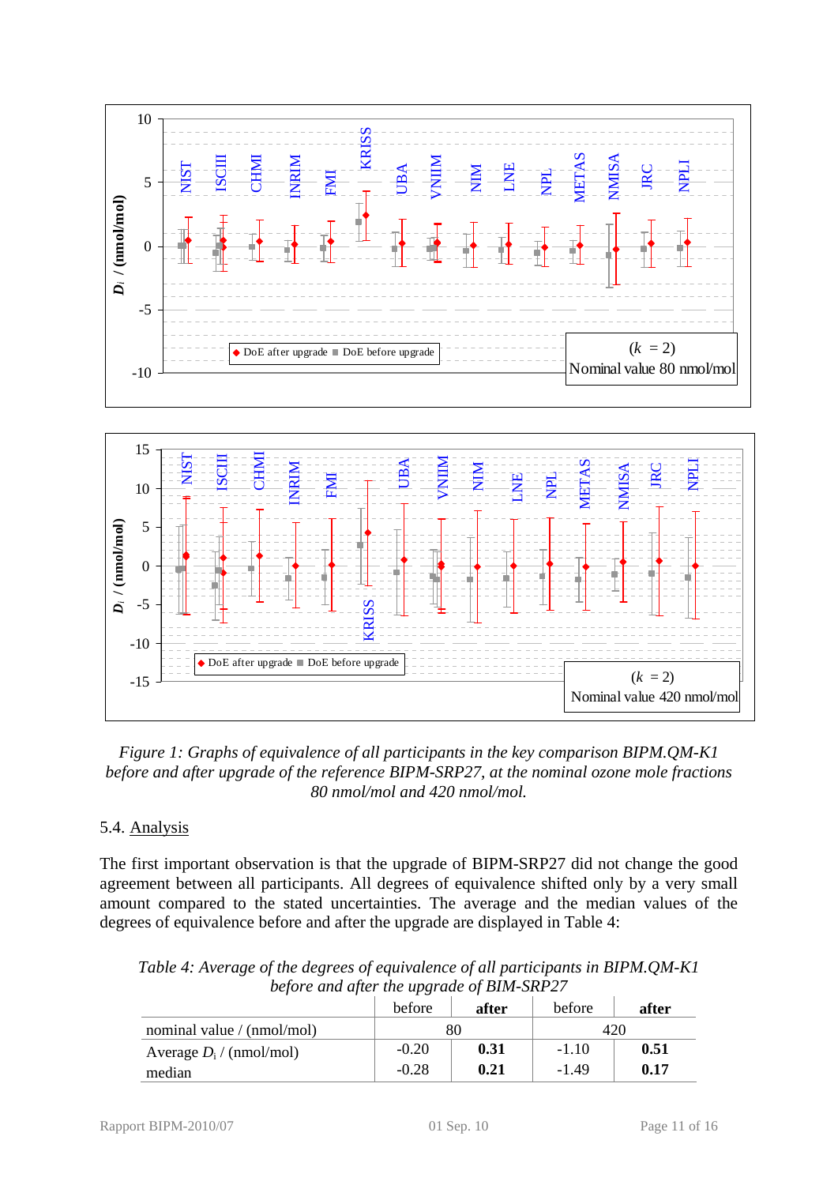*Figure 1: Graphs of equivalence of all participants in the key comparison BIPM.QM-K1 before and after upgrade of the reference BIPM-SRP27, at the nominal ozone mole fractions 80 nmol/mol and 420 nmol/mol.*

## 5.4. Analysis

The first important observation is that the upgrade of BIPM-SRP27 did not change the good agreement between all participants. All degrees of equivalence shifted only by a very small amount compared to the stated uncertainties. The average and the median values of the degrees of equivalence before and after the upgrade are displayed in Table 4:

*Table 4: Average of the degrees of equivalence of all participants in BIPM.QM-K1 before and after the upgrade of BIM-SRP27*

| | before | **after** | before | **after** |
|---|---|---|---|---|
| nominal value / (nmol/mol) | 80 | | 420 | |
| Average $D_i$ / (nmol/mol) | -0.20 | **0.31** | -1.10 | **0.51** |
| median | -0.28 | **0.21** | -1.49 | **0.17** |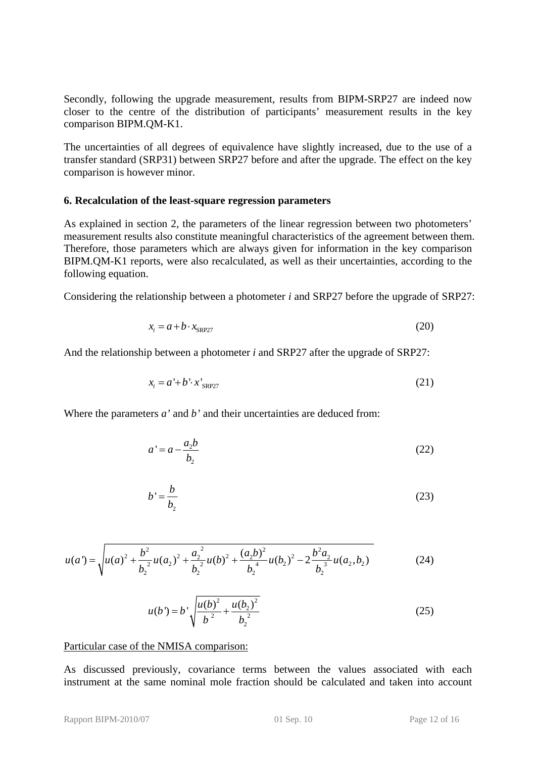Secondly, following the upgrade measurement, results from BIPM-SRP27 are indeed now closer to the centre of the distribution of participants' measurement results in the key comparison BIPM.QM-K1.

The uncertainties of all degrees of equivalence have slightly increased, due to the use of a transfer standard (SRP31) between SRP27 before and after the upgrade. The effect on the key comparison is however minor.

### 6. Recalculation of the least-square regression parameters

As explained in section 2, the parameters of the linear regression between two photometers' measurement results also constitute meaningful characteristics of the agreement between them. Therefore, those parameters which are always given for information in the key comparison BIPM.QM-K1 reports, were also recalculated, as well as their uncertainties, according to the following equation.

Considering the relationship between a photometer *i* and SRP27 before the upgrade of SRP27:

$$x_i = a + b \cdot x_{\mathrm{SRP27}} \tag{20}$$

And the relationship between a photometer *i* and SRP27 after the upgrade of SRP27:

$$x_i = a' + b' \cdot x'_{\mathrm{SRP27}} \tag{21}$$

Where the parameters *a'* and *b'* and their uncertainties are deduced from:

$$a' = a - \frac{a_2 b}{b_2} \tag{22}$$

$$b' = \frac{b}{b_2} \tag{23}$$

$$u(a') = \sqrt{u(a)^2 + \frac{b^2}{{b_2}^2} u(a_2)^2 + \frac{{a_2}^2}{{b_2}^2} u(b)^2 + \frac{(a_2 b)^2}{{b_2}^4} u(b_2)^2 - 2\frac{b^2 a_2}{{b_2}^3} u(a_2, b_2)} \tag{24}$$

$$u(b') = b' \sqrt{\frac{u(b)^2}{b^2} + \frac{u(b_2)^2}{{b_2}^2}} \tag{25}$$

<u>Particular case of the NMISA comparison:</u>

As discussed previously, covariance terms between the values associated with each instrument at the same nominal mole fraction should be calculated and taken into account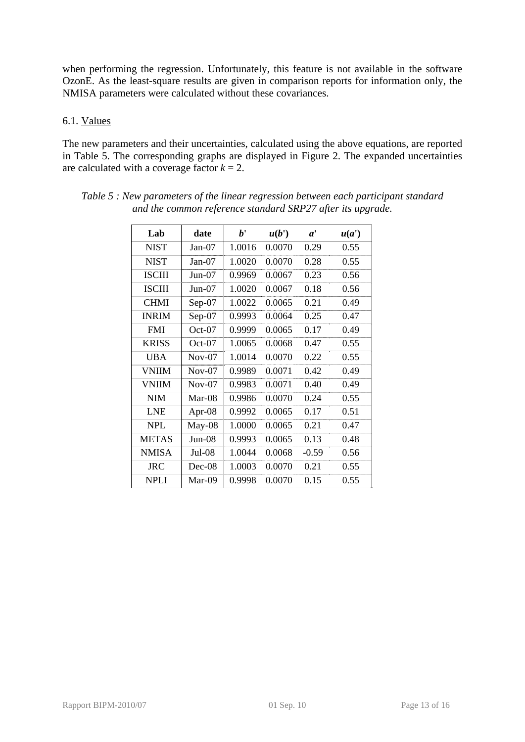when performing the regression. Unfortunately, this feature is not available in the software OzonE. As the least-square results are given in comparison reports for information only, the NMISA parameters were calculated without these covariances.

6.1. Values

The new parameters and their uncertainties, calculated using the above equations, are reported in Table 5. The corresponding graphs are displayed in Figure 2. The expanded uncertainties are calculated with a coverage factor $k = 2$.

*Table 5 : New parameters of the linear regression between each participant standard and the common reference standard SRP27 after its upgrade.*

| Lab | date | $b'$ | $u(b')$ | $a'$ | $u(a')$ |
|---|---|---|---|---|---|
| NIST | Jan-07 | 1.0016 | 0.0070 | 0.29 | 0.55 |
| NIST | Jan-07 | 1.0020 | 0.0070 | 0.28 | 0.55 |
| ISCIII | Jun-07 | 0.9969 | 0.0067 | 0.23 | 0.56 |
| ISCIII | Jun-07 | 1.0020 | 0.0067 | 0.18 | 0.56 |
| CHMI | Sep-07 | 1.0022 | 0.0065 | 0.21 | 0.49 |
| INRIM | Sep-07 | 0.9993 | 0.0064 | 0.25 | 0.47 |
| FMI | Oct-07 | 0.9999 | 0.0065 | 0.17 | 0.49 |
| KRISS | Oct-07 | 1.0065 | 0.0068 | 0.47 | 0.55 |
| UBA | Nov-07 | 1.0014 | 0.0070 | 0.22 | 0.55 |
| VNIIM | Nov-07 | 0.9989 | 0.0071 | 0.42 | 0.49 |
| VNIIM | Nov-07 | 0.9983 | 0.0071 | 0.40 | 0.49 |
| NIM | Mar-08 | 0.9986 | 0.0070 | 0.24 | 0.55 |
| LNE | Apr-08 | 0.9992 | 0.0065 | 0.17 | 0.51 |
| NPL | May-08 | 1.0000 | 0.0065 | 0.21 | 0.47 |
| METAS | Jun-08 | 0.9993 | 0.0065 | 0.13 | 0.48 |
| NMISA | Jul-08 | 1.0044 | 0.0068 | -0.59 | 0.56 |
| JRC | Dec-08 | 1.0003 | 0.0070 | 0.21 | 0.55 |
| NPLI | Mar-09 | 0.9998 | 0.0070 | 0.15 | 0.55 |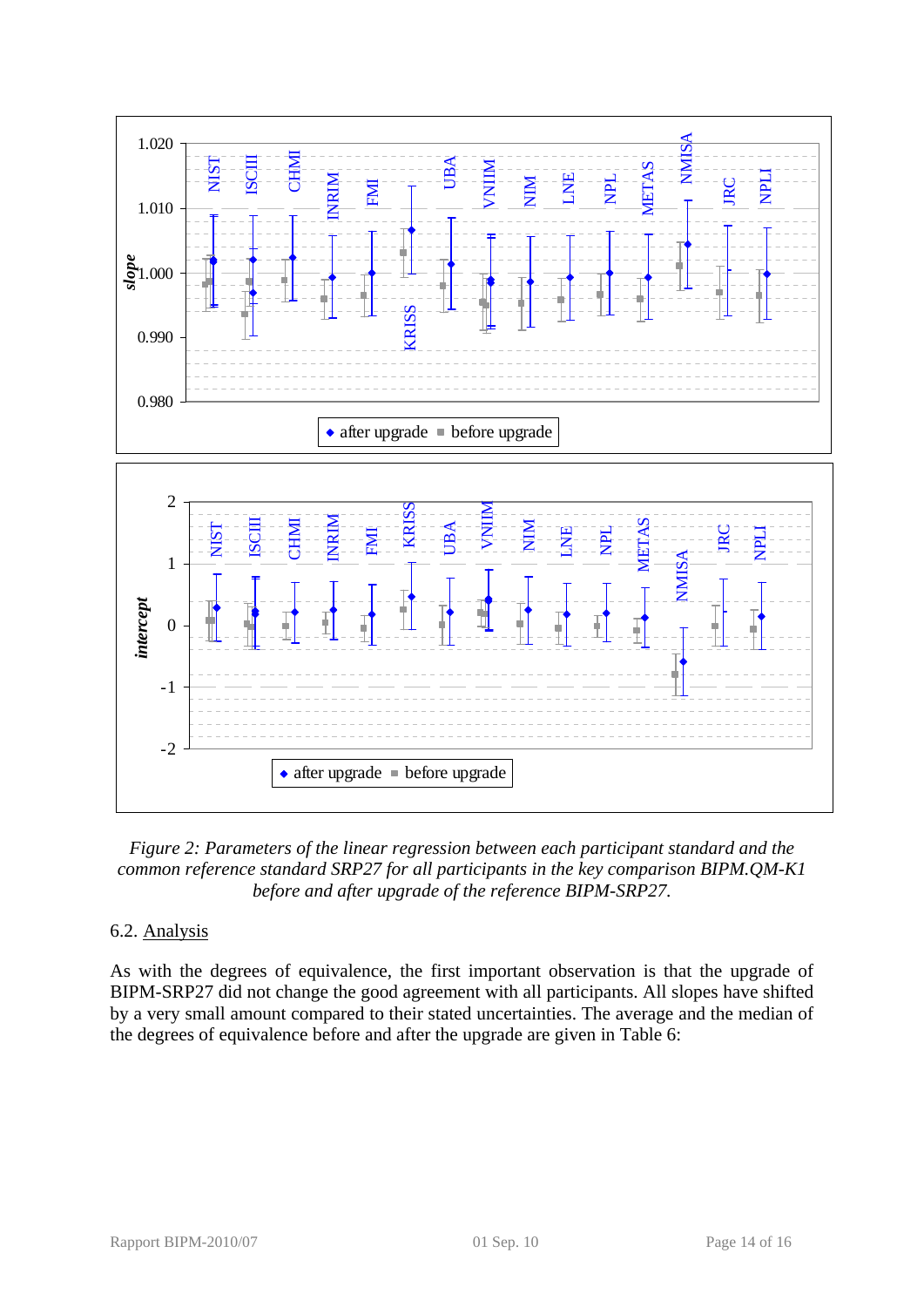*Figure 2: Parameters of the linear regression between each participant standard and the common reference standard SRP27 for all participants in the key comparison BIPM.QM-K1 before and after upgrade of the reference BIPM-SRP27.*

6.2. Analysis

As with the degrees of equivalence, the first important observation is that the upgrade of BIPM-SRP27 did not change the good agreement with all participants. All slopes have shifted by a very small amount compared to their stated uncertainties. The average and the median of the degrees of equivalence before and after the upgrade are given in Table 6: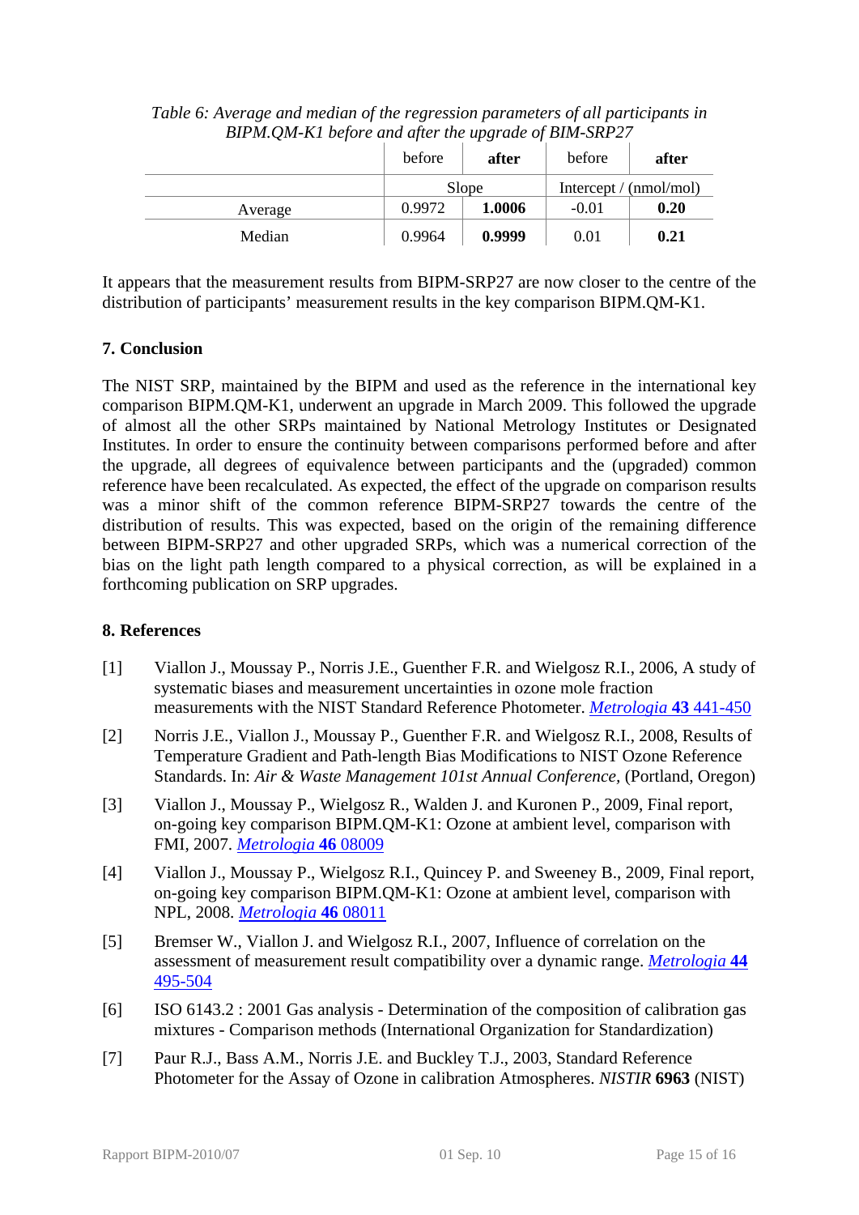*Table 6: Average and median of the regression parameters of all participants in BIPM.QM-K1 before and after the upgrade of BIM-SRP27*

| | before | **after** | before | **after** |
|---|---|---|---|---|
| | Slope | | Intercept / (nmol/mol) | |
| Average | 0.9972 | **1.0006** | -0.01 | **0.20** |
| Median | 0.9964 | **0.9999** | 0.01 | **0.21** |

It appears that the measurement results from BIPM-SRP27 are now closer to the centre of the distribution of participants' measurement results in the key comparison BIPM.QM-K1.

## 7. Conclusion

The NIST SRP, maintained by the BIPM and used as the reference in the international key comparison BIPM.QM-K1, underwent an upgrade in March 2009. This followed the upgrade of almost all the other SRPs maintained by National Metrology Institutes or Designated Institutes. In order to ensure the continuity between comparisons performed before and after the upgrade, all degrees of equivalence between participants and the (upgraded) common reference have been recalculated. As expected, the effect of the upgrade on comparison results was a minor shift of the common reference BIPM-SRP27 towards the centre of the distribution of results. This was expected, based on the origin of the remaining difference between BIPM-SRP27 and other upgraded SRPs, which was a numerical correction of the bias on the light path length compared to a physical correction, as will be explained in a forthcoming publication on SRP upgrades.

## 8. References

[1] Viallon J., Moussay P., Norris J.E., Guenther F.R. and Wielgosz R.I., 2006, A study of systematic biases and measurement uncertainties in ozone mole fraction measurements with the NIST Standard Reference Photometer. *Metrologia* **43** 441-450

[2] Norris J.E., Viallon J., Moussay P., Guenther F.R. and Wielgosz R.I., 2008, Results of Temperature Gradient and Path-length Bias Modifications to NIST Ozone Reference Standards. In: *Air & Waste Management 101st Annual Conference*, (Portland, Oregon)

[3] Viallon J., Moussay P., Wielgosz R., Walden J. and Kuronen P., 2009, Final report, on-going key comparison BIPM.QM-K1: Ozone at ambient level, comparison with FMI, 2007. *Metrologia* **46** 08009

[4] Viallon J., Moussay P., Wielgosz R.I., Quincey P. and Sweeney B., 2009, Final report, on-going key comparison BIPM.QM-K1: Ozone at ambient level, comparison with NPL, 2008. *Metrologia* **46** 08011

[5] Bremser W., Viallon J. and Wielgosz R.I., 2007, Influence of correlation on the assessment of measurement result compatibility over a dynamic range. *Metrologia* **44** 495-504

[6] ISO 6143.2 : 2001 Gas analysis - Determination of the composition of calibration gas mixtures - Comparison methods (International Organization for Standardization)

[7] Paur R.J., Bass A.M., Norris J.E. and Buckley T.J., 2003, Standard Reference Photometer for the Assay of Ozone in calibration Atmospheres. *NISTIR* **6963** (NIST)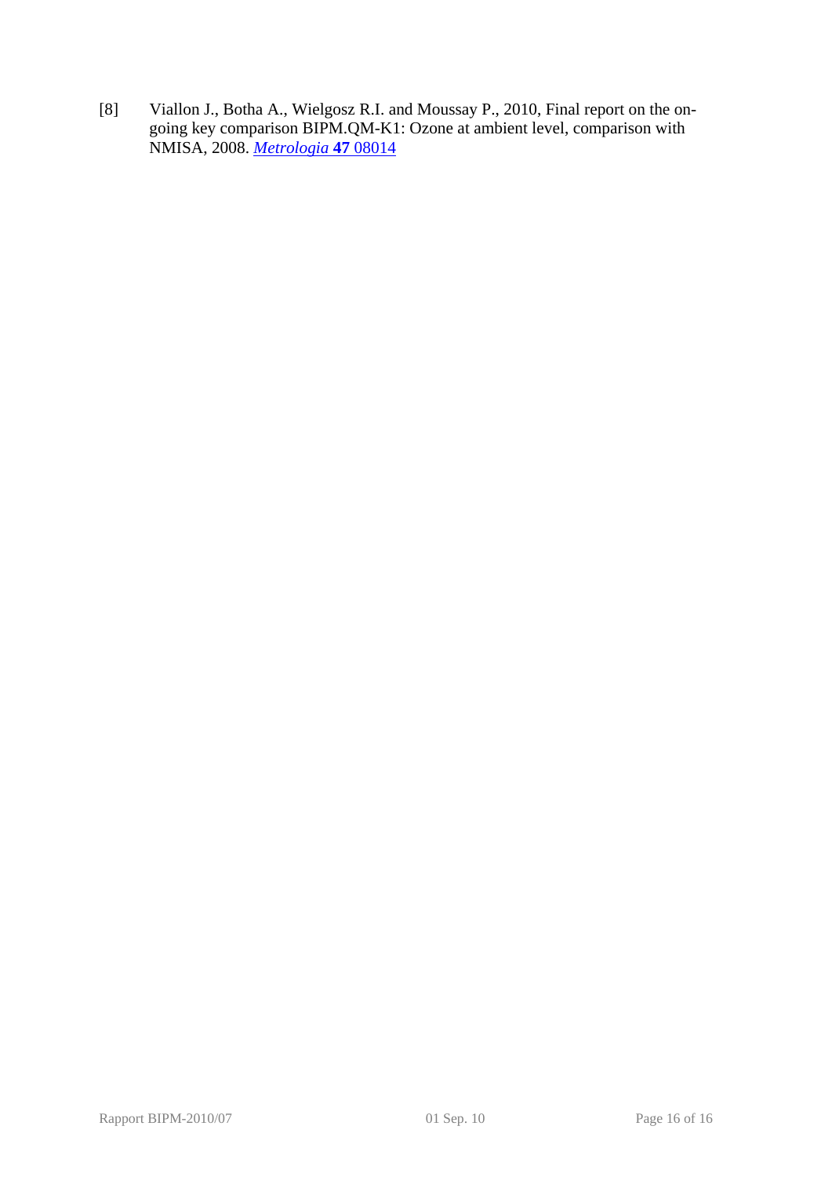[8] Viallon J., Botha A., Wielgosz R.I. and Moussay P., 2010, Final report on the on-going key comparison BIPM.QM-K1: Ozone at ambient level, comparison with NMISA, 2008. *Metrologia* **47** 08014